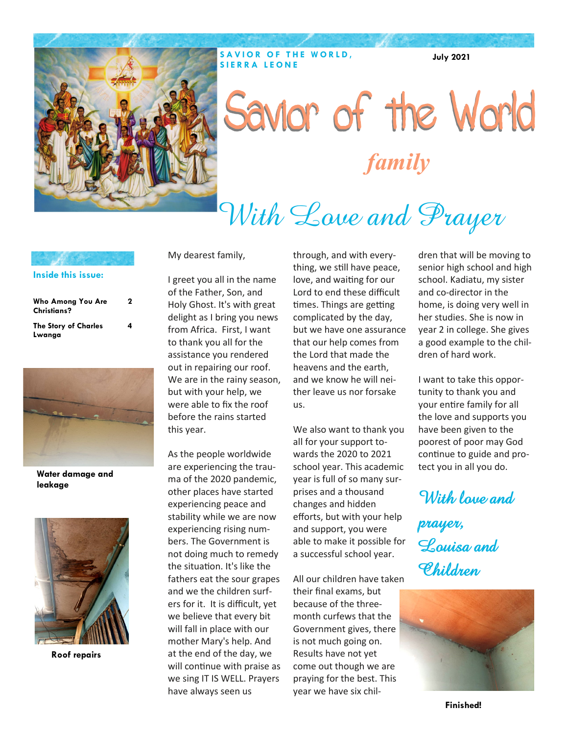**SAVIOR OF THE WORLD, SIERRA LEONE**

**July 2021**

# Savior of the World

## *family*

# With Love and Prayer

**Inside this issue:**

| | |
|---|---|
| **Who Among You Are Christians?** | **2** |
| **The Story of Charles Lwanga** | **4** |

**Water damage and leakage**

**Roof repairs**

My dearest family,

I greet you all in the name of the Father, Son, and Holy Ghost. It's with great delight as I bring you news from Africa. First, I want to thank you all for the assistance you rendered out in repairing our roof. We are in the rainy season, but with your help, we were able to fix the roof before the rains started this year.

As the people worldwide are experiencing the trauma of the 2020 pandemic, other places have started experiencing peace and stability while we are now experiencing rising numbers. The Government is not doing much to remedy the situation. It's like the fathers eat the sour grapes and we the children surfers for it. It is difficult, yet we believe that every bit will fall in place with our mother Mary's help. And at the end of the day, we will continue with praise as we sing IT IS WELL. Prayers have always seen us through, and with everything, we still have peace, love, and waiting for our Lord to end these difficult times. Things are getting complicated by the day, but we have one assurance that our help comes from the Lord that made the heavens and the earth, and we know he will neither leave us nor forsake us.

We also want to thank you all for your support towards the 2020 to 2021 school year. This academic year is full of so many surprises and a thousand changes and hidden efforts, but with your help and support, you were able to make it possible for a successful school year.

All our children have taken their final exams, but because of the three-month curfews that the Government gives, there is not much going on. Results have not yet come out though we are praying for the best. This year we have six children that will be moving to senior high school and high school. Kadiatu, my sister and co-director in the home, is doing very well in her studies. She is now in year 2 in college. She gives a good example to the children of hard work.

I want to take this opportunity to thank you and your entire family for all the love and supports you have been given to the poorest of poor may God continue to guide and protect you in all you do.

*With love and prayer,*
*Louisa and Children*

**Finished!**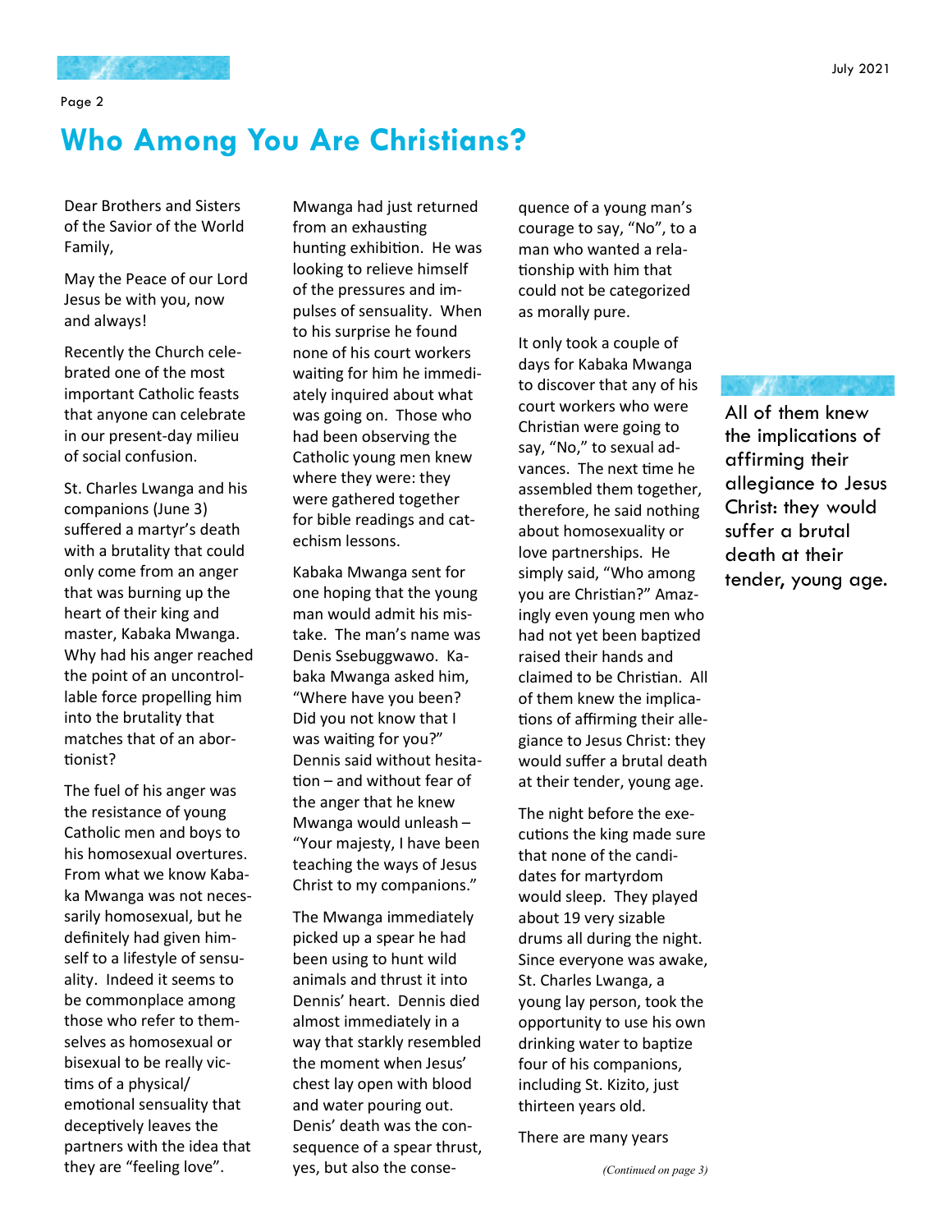# Who Among You Are Christians?

Dear Brothers and Sisters of the Savior of the World Family,

May the Peace of our Lord Jesus be with you, now and always!

Recently the Church celebrated one of the most important Catholic feasts that anyone can celebrate in our present-day milieu of social confusion.

St. Charles Lwanga and his companions (June 3) suffered a martyr's death with a brutality that could only come from an anger that was burning up the heart of their king and master, Kabaka Mwanga. Why had his anger reached the point of an uncontrollable force propelling him into the brutality that matches that of an abortionist?

The fuel of his anger was the resistance of young Catholic men and boys to his homosexual overtures. From what we know Kabaka Mwanga was not necessarily homosexual, but he definitely had given himself to a lifestyle of sensuality. Indeed it seems to be commonplace among those who refer to themselves as homosexual or bisexual to be really victims of a physical/emotional sensuality that deceptively leaves the partners with the idea that they are "feeling love".

Mwanga had just returned from an exhausting hunting exhibition. He was looking to relieve himself of the pressures and impulses of sensuality. When to his surprise he found none of his court workers waiting for him he immediately inquired about what was going on. Those who had been observing the Catholic young men knew where they were: they were gathered together for bible readings and catechism lessons.

Kabaka Mwanga sent for one hoping that the young man would admit his mistake. The man's name was Denis Ssebuggwawo. Kabaka Mwanga asked him, "Where have you been? Did you not know that I was waiting for you?" Dennis said without hesitation – and without fear of the anger that he knew Mwanga would unleash – "Your majesty, I have been teaching the ways of Jesus Christ to my companions."

The Mwanga immediately picked up a spear he had been using to hunt wild animals and thrust it into Dennis' heart. Dennis died almost immediately in a way that starkly resembled the moment when Jesus' chest lay open with blood and water pouring out. Denis' death was the consequence of a spear thrust, yes, but also the consequence of a young man's courage to say, "No", to a man who wanted a relationship with him that could not be categorized as morally pure.

It only took a couple of days for Kabaka Mwanga to discover that any of his court workers who were Christian were going to say, "No," to sexual advances. The next time he assembled them together, therefore, he said nothing about homosexuality or love partnerships. He simply said, "Who among you are Christian?" Amazingly even young men who had not yet been baptized raised their hands and claimed to be Christian. All of them knew the implications of affirming their allegiance to Jesus Christ: they would suffer a brutal death at their tender, young age.

> All of them knew the implications of affirming their allegiance to Jesus Christ: they would suffer a brutal death at their tender, young age.

The night before the executions the king made sure that none of the candidates for martyrdom would sleep. They played about 19 very sizable drums all during the night. Since everyone was awake, St. Charles Lwanga, a young lay person, took the opportunity to use his own drinking water to baptize four of his companions, including St. Kizito, just thirteen years old.

There are many years

*(Continued on page 3)*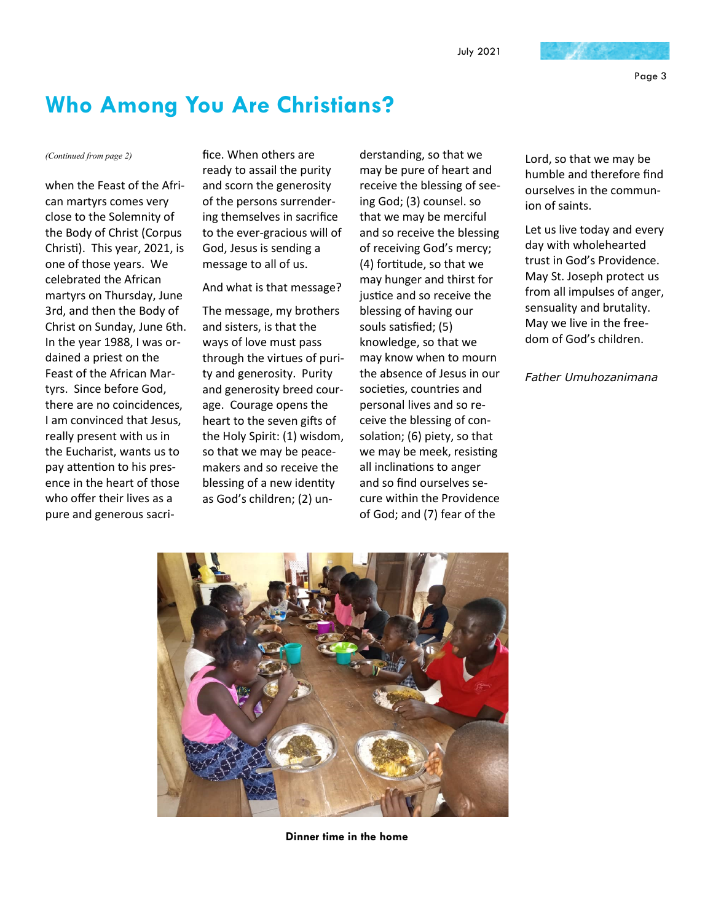# Who Among You Are Christians?

*(Continued from page 2)*

when the Feast of the African martyrs comes very close to the Solemnity of the Body of Christ (Corpus Christi). This year, 2021, is one of those years. We celebrated the African martyrs on Thursday, June 3rd, and then the Body of Christ on Sunday, June 6th. In the year 1988, I was ordained a priest on the Feast of the African Martyrs. Since before God, there are no coincidences, I am convinced that Jesus, really present with us in the Eucharist, wants us to pay attention to his presence in the heart of those who offer their lives as a pure and generous sacrifice. When others are ready to assail the purity and scorn the generosity of the persons surrendering themselves in sacrifice to the ever-gracious will of God, Jesus is sending a message to all of us.

And what is that message?

The message, my brothers and sisters, is that the ways of love must pass through the virtues of purity and generosity. Purity and generosity breed courage. Courage opens the heart to the seven gifts of the Holy Spirit: (1) wisdom, so that we may be peacemakers and so receive the blessing of a new identity as God's children; (2) understanding, so that we may be pure of heart and receive the blessing of seeing God; (3) counsel. so that we may be merciful and so receive the blessing of receiving God's mercy; (4) fortitude, so that we may hunger and thirst for justice and so receive the blessing of having our souls satisfied; (5) knowledge, so that we may know when to mourn the absence of Jesus in our societies, countries and personal lives and so receive the blessing of consolation; (6) piety, so that we may be meek, resisting all inclinations to anger and so find ourselves secure within the Providence of God; and (7) fear of the Lord, so that we may be humble and therefore find ourselves in the communion of saints.

Let us live today and every day with wholehearted trust in God's Providence. May St. Joseph protect us from all impulses of anger, sensuality and brutality. May we live in the freedom of God's children.

*Father Umuhozanimana*

**Dinner time in the home**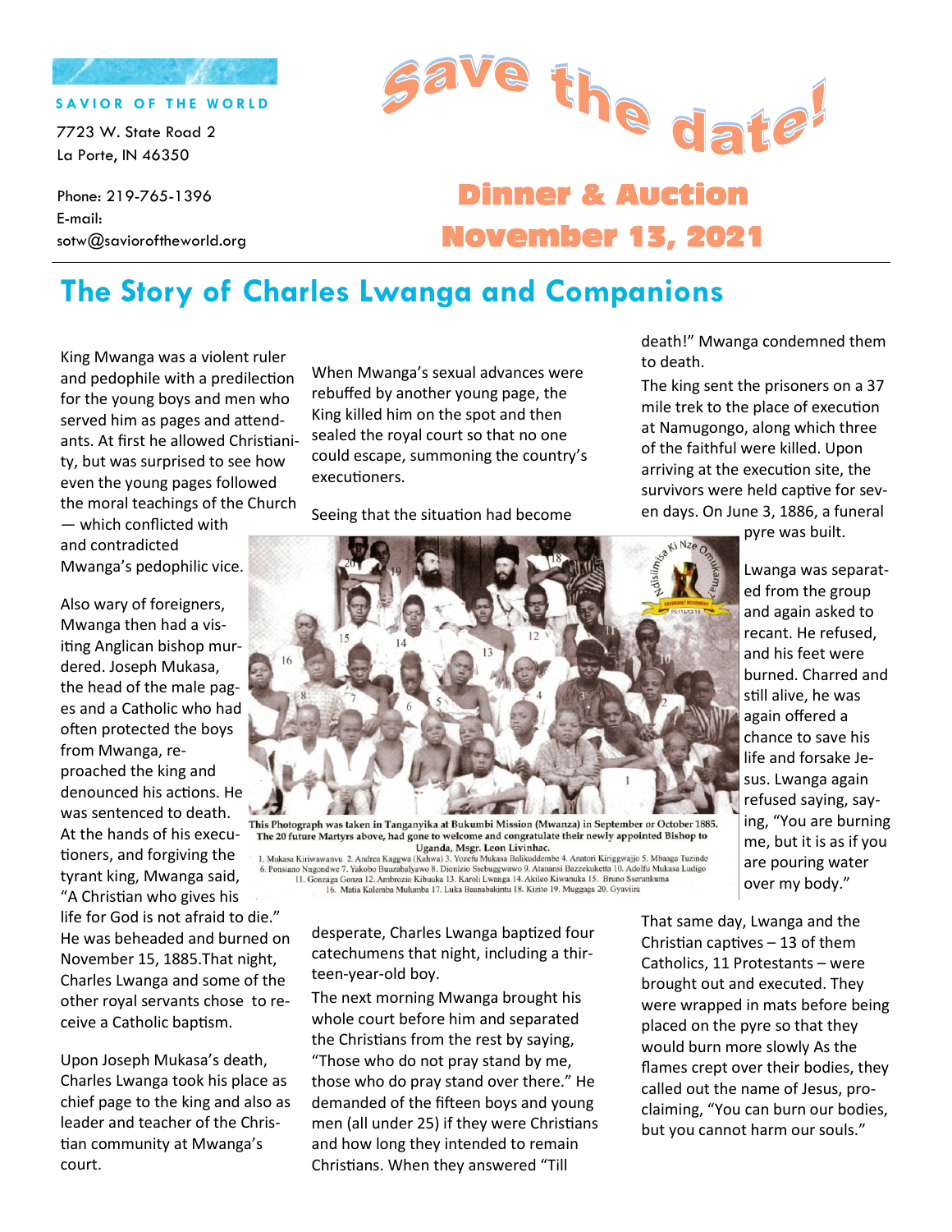SAVIOR OF THE WORLD

7723 W. State Road 2
La Porte, IN 46350

Phone: 219-765-1396
E-mail:
sotw@savioroftheworld.org

# Save the date!

## Dinner & Auction
## November 13, 2021

# The Story of Charles Lwanga and Companions

King Mwanga was a violent ruler and pedophile with a predilection for the young boys and men who served him as pages and attendants. At first he allowed Christianity, but was surprised to see how even the young pages followed the moral teachings of the Church — which conflicted with and contradicted Mwanga's pedophilic vice.

Also wary of foreigners, Mwanga then had a visiting Anglican bishop murdered. Joseph Mukasa, the head of the male pages and a Catholic who had often protected the boys from Mwanga, reproached the king and denounced his actions. He was sentenced to death. At the hands of his executioners, and forgiving the tyrant king, Mwanga said, "A Christian who gives his life for God is not afraid to die." He was beheaded and burned on November 15, 1885.That night, Charles Lwanga and some of the other royal servants chose to receive a Catholic baptism.

Upon Joseph Mukasa's death, Charles Lwanga took his place as chief page to the king and also as leader and teacher of the Christian community at Mwanga's court.

When Mwanga's sexual advances were rebuffed by another young page, the King killed him on the spot and then sealed the royal court so that no one could escape, summoning the country's executioners.

Seeing that the situation had become desperate, Charles Lwanga baptized four catechumens that night, including a thirteen-year-old boy.

The next morning Mwanga brought his whole court before him and separated the Christians from the rest by saying, "Those who do not pray stand by me, those who do pray stand over there." He demanded of the fifteen boys and young men (all under 25) if they were Christians and how long they intended to remain Christians. When they answered "Till death!" Mwanga condemned them to death.

The king sent the prisoners on a 37 mile trek to the place of execution at Namugongo, along which three of the faithful were killed. Upon arriving at the execution site, the survivors were held captive for seven days. On June 3, 1886, a funeral pyre was built.

Lwanga was separated from the group and again asked to recant. He refused, and his feet were burned. Charred and still alive, he was again offered a chance to save his life and forsake Jesus. Lwanga again refused saying, saying, "You are burning me, but it is as if you are pouring water over my body."

That same day, Lwanga and the Christian captives – 13 of them Catholics, 11 Protestants – were brought out and executed. They were wrapped in mats before being placed on the pyre so that they would burn more slowly As the flames crept over their bodies, they called out the name of Jesus, proclaiming, "You can burn our bodies, but you cannot harm our souls."

**This Photograph was taken in Tanganyika at Bukumbi Mission (Mwanza) in September or October 1885. The 20 future Martyrs above, had gone to welcome and congratulate their newly appointed Bishop to Uganda, Msgr. Leon Livinhac.**

1. Mukasa Kiriwawanvu 2. Andrea Kaggwa (Kahwa) 3. Yozefu Mukasa Balikuddembe 4. Anatori Kiriggwajjo 5. Mbaaga Tuzinde 6. Ponsiano Ngondwe 7. Yakobo Buuzabalyawo 8. Dionizio Ssebuggwawo 9. Atanansi Bazzekuketta 10. Adolfu Mukasa Ludigo 11. Gonzaga Gonza 12. Ambrozio Kibuuka 13. Karoli Lwanga 14. Akileo Kiwanuka 15. Bruno Sserunkuma 16. Matia Kalemba Mulumba 17. Luka Baanabakintu 18. Kizito 19. Muggaga 20. Gyaviira